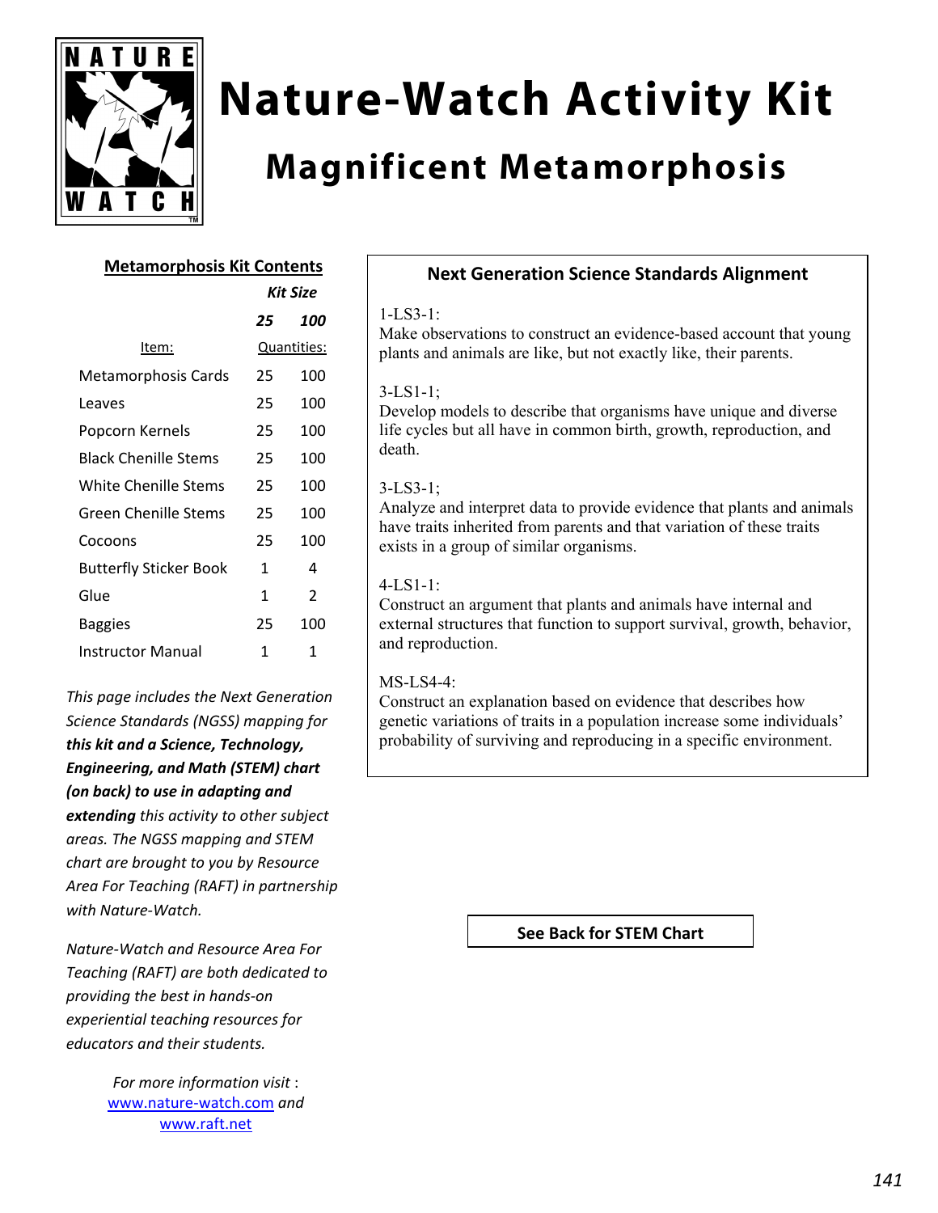# Nature-Watch Activity Kit

## Magnificent Metamorphosis

### Metamorphosis Kit Contents

| Item: | *Kit Size* **25** | **100** |
|---|---|---|
| | Quantities: | |
| Metamorphosis Cards | 25 | 100 |
| Leaves | 25 | 100 |
| Popcorn Kernels | 25 | 100 |
| Black Chenille Stems | 25 | 100 |
| White Chenille Stems | 25 | 100 |
| Green Chenille Stems | 25 | 100 |
| Cocoons | 25 | 100 |
| Butterfly Sticker Book | 1 | 4 |
| Glue | 1 | 2 |
| Baggies | 25 | 100 |
| Instructor Manual | 1 | 1 |

*This page includes the Next Generation Science Standards (NGSS) mapping for* ***this kit and a Science, Technology, Engineering, and Math (STEM) chart (on back) to use in adapting and extending*** *this activity to other subject areas. The NGSS mapping and STEM chart are brought to you by Resource Area For Teaching (RAFT) in partnership with Nature-Watch.*

*Nature-Watch and Resource Area For Teaching (RAFT) are both dedicated to providing the best in hands-on experiential teaching resources for educators and their students.*

*For more information visit* : www.nature-watch.com *and* www.raft.net

### Next Generation Science Standards Alignment

1-LS3-1:
Make observations to construct an evidence-based account that young plants and animals are like, but not exactly like, their parents.

3-LS1-1;
Develop models to describe that organisms have unique and diverse life cycles but all have in common birth, growth, reproduction, and death.

3-LS3-1;
Analyze and interpret data to provide evidence that plants and animals have traits inherited from parents and that variation of these traits exists in a group of similar organisms.

4-LS1-1:
Construct an argument that plants and animals have internal and external structures that function to support survival, growth, behavior, and reproduction.

MS-LS4-4:
Construct an explanation based on evidence that describes how genetic variations of traits in a population increase some individuals' probability of surviving and reproducing in a specific environment.

**See Back for STEM Chart**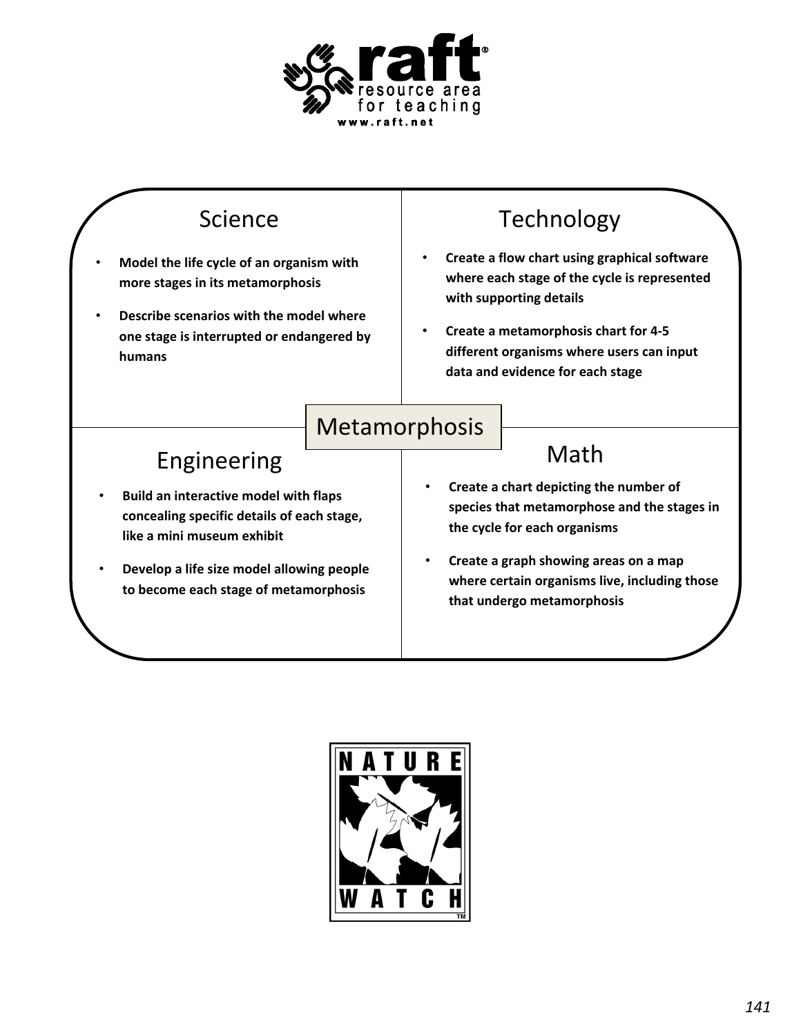raft resource area for teaching
www.raft.net

# Metamorphosis

## Science

- **Model the life cycle of an organism with more stages in its metamorphosis**
- **Describe scenarios with the model where one stage is interrupted or endangered by humans**

## Technology

- **Create a flow chart using graphical software where each stage of the cycle is represented with supporting details**
- **Create a metamorphosis chart for 4-5 different organisms where users can input data and evidence for each stage**

## Engineering

- **Build an interactive model with flaps concealing specific details of each stage, like a mini museum exhibit**
- **Develop a life size model allowing people to become each stage of metamorphosis**

## Math

- **Create a chart depicting the number of species that metamorphose and the stages in the cycle for each organisms**
- **Create a graph showing areas on a map where certain organisms live, including those that undergo metamorphosis**

NATURE WATCH™